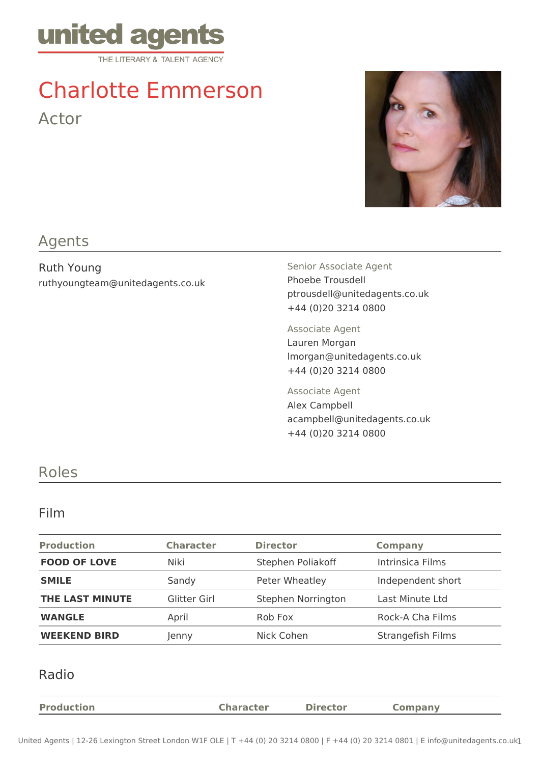united agents

THE LITERARY & TALENT AGENCY

# Charlotte Emmerson

Actor

## Agents

Ruth Young
ruthyoungteam@unitedagents.co.uk

Senior Associate Agent
Phoebe Trousdell
ptrousdell@unitedagents.co.uk
+44 (0)20 3214 0800

Associate Agent
Lauren Morgan
lmorgan@unitedagents.co.uk
+44 (0)20 3214 0800

Associate Agent
Alex Campbell
acampbell@unitedagents.co.uk
+44 (0)20 3214 0800

## Roles

### Film

| Production | Character | Director | Company |
|---|---|---|---|
| **FOOD OF LOVE** | Niki | Stephen Poliakoff | Intrinsica Films |
| **SMILE** | Sandy | Peter Wheatley | Independent short |
| **THE LAST MINUTE** | Glitter Girl | Stephen Norrington | Last Minute Ltd |
| **WANGLE** | April | Rob Fox | Rock-A Cha Films |
| **WEEKEND BIRD** | Jenny | Nick Cohen | Strangefish Films |

### Radio

| Production | Character | Director | Company |
|---|---|---|---|

United Agents | 12-26 Lexington Street London W1F OLE | T +44 (0) 20 3214 0800 | F +44 (0) 20 3214 0801 | E info@unitedagents.co.uk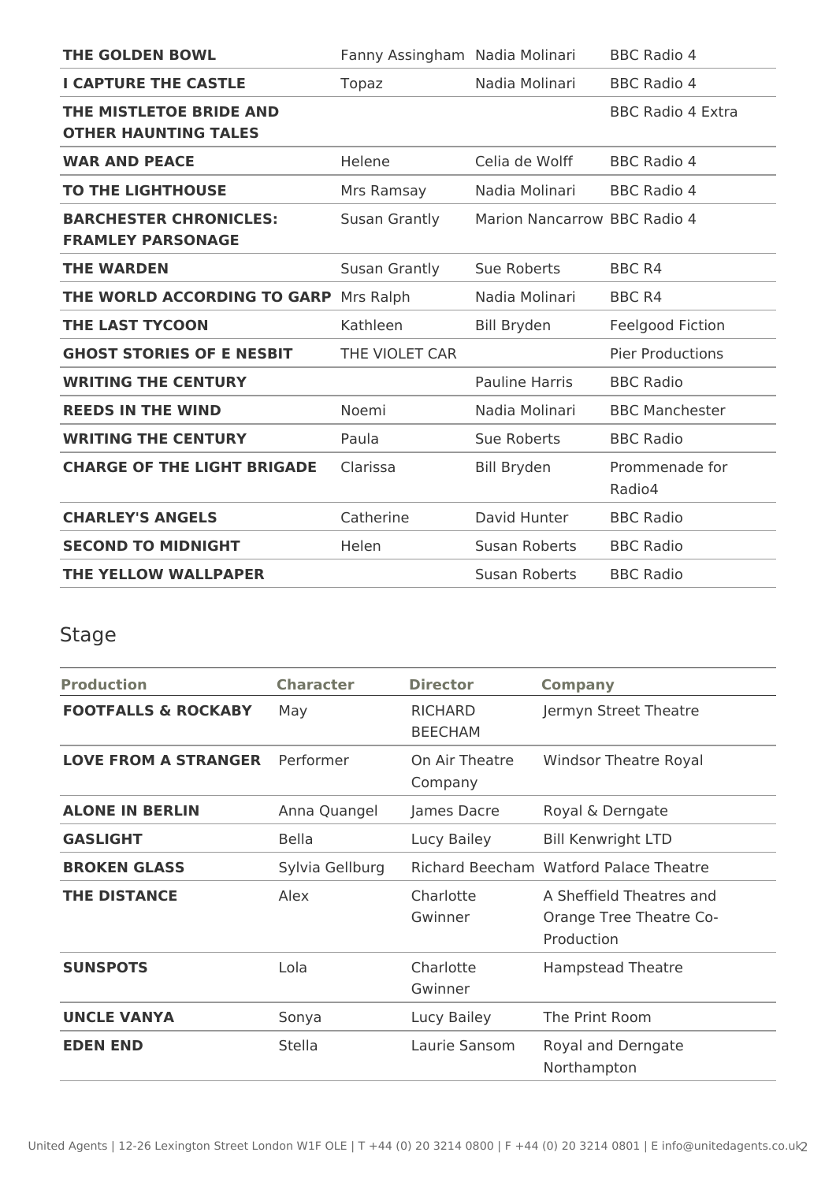| | | | |
|---|---|---|---|
| **THE GOLDEN BOWL** | Fanny Assingham | Nadia Molinari | BBC Radio 4 |
| **I CAPTURE THE CASTLE** | Topaz | Nadia Molinari | BBC Radio 4 |
| **THE MISTLETOE BRIDE AND OTHER HAUNTING TALES** | | | BBC Radio 4 Extra |
| **WAR AND PEACE** | Helene | Celia de Wolff | BBC Radio 4 |
| **TO THE LIGHTHOUSE** | Mrs Ramsay | Nadia Molinari | BBC Radio 4 |
| **BARCHESTER CHRONICLES: FRAMLEY PARSONAGE** | Susan Grantly | Marion Nancarrow | BBC Radio 4 |
| **THE WARDEN** | Susan Grantly | Sue Roberts | BBC R4 |
| **THE WORLD ACCORDING TO GARP** | Mrs Ralph | Nadia Molinari | BBC R4 |
| **THE LAST TYCOON** | Kathleen | Bill Bryden | Feelgood Fiction |
| **GHOST STORIES OF E NESBIT** | THE VIOLET CAR | | Pier Productions |
| **WRITING THE CENTURY** | | Pauline Harris | BBC Radio |
| **REEDS IN THE WIND** | Noemi | Nadia Molinari | BBC Manchester |
| **WRITING THE CENTURY** | Paula | Sue Roberts | BBC Radio |
| **CHARGE OF THE LIGHT BRIGADE** | Clarissa | Bill Bryden | Prommenade for Radio4 |
| **CHARLEY'S ANGELS** | Catherine | David Hunter | BBC Radio |
| **SECOND TO MIDNIGHT** | Helen | Susan Roberts | BBC Radio |
| **THE YELLOW WALLPAPER** | | Susan Roberts | BBC Radio |

## Stage

| Production | Character | Director | Company |
|---|---|---|---|
| **FOOTFALLS & ROCKABY** | May | RICHARD BEECHAM | Jermyn Street Theatre |
| **LOVE FROM A STRANGER** | Performer | On Air Theatre Company | Windsor Theatre Royal |
| **ALONE IN BERLIN** | Anna Quangel | James Dacre | Royal & Derngate |
| **GASLIGHT** | Bella | Lucy Bailey | Bill Kenwright LTD |
| **BROKEN GLASS** | Sylvia Gellburg | Richard Beecham | Watford Palace Theatre |
| **THE DISTANCE** | Alex | Charlotte Gwinner | A Sheffield Theatres and Orange Tree Theatre Co-Production |
| **SUNSPOTS** | Lola | Charlotte Gwinner | Hampstead Theatre |
| **UNCLE VANYA** | Sonya | Lucy Bailey | The Print Room |
| **EDEN END** | Stella | Laurie Sansom | Royal and Derngate Northampton |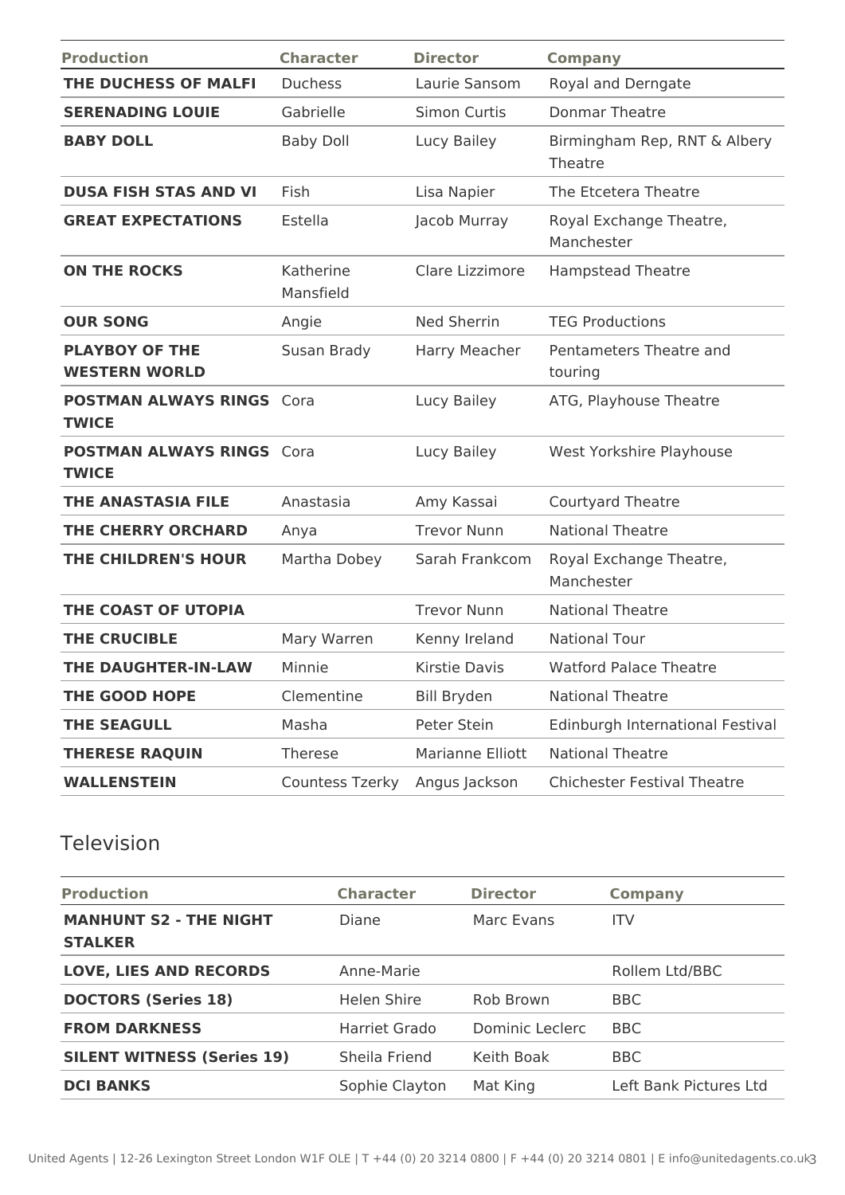| Production | Character | Director | Company |
|---|---|---|---|
| **THE DUCHESS OF MALFI** | Duchess | Laurie Sansom | Royal and Derngate |
| **SERENADING LOUIE** | Gabrielle | Simon Curtis | Donmar Theatre |
| **BABY DOLL** | Baby Doll | Lucy Bailey | Birmingham Rep, RNT & Albery Theatre |
| **DUSA FISH STAS AND VI** | Fish | Lisa Napier | The Etcetera Theatre |
| **GREAT EXPECTATIONS** | Estella | Jacob Murray | Royal Exchange Theatre, Manchester |
| **ON THE ROCKS** | Katherine Mansfield | Clare Lizzimore | Hampstead Theatre |
| **OUR SONG** | Angie | Ned Sherrin | TEG Productions |
| **PLAYBOY OF THE WESTERN WORLD** | Susan Brady | Harry Meacher | Pentameters Theatre and touring |
| **POSTMAN ALWAYS RINGS TWICE** | Cora | Lucy Bailey | ATG, Playhouse Theatre |
| **POSTMAN ALWAYS RINGS TWICE** | Cora | Lucy Bailey | West Yorkshire Playhouse |
| **THE ANASTASIA FILE** | Anastasia | Amy Kassai | Courtyard Theatre |
| **THE CHERRY ORCHARD** | Anya | Trevor Nunn | National Theatre |
| **THE CHILDREN'S HOUR** | Martha Dobey | Sarah Frankcom | Royal Exchange Theatre, Manchester |
| **THE COAST OF UTOPIA** | | Trevor Nunn | National Theatre |
| **THE CRUCIBLE** | Mary Warren | Kenny Ireland | National Tour |
| **THE DAUGHTER-IN-LAW** | Minnie | Kirstie Davis | Watford Palace Theatre |
| **THE GOOD HOPE** | Clementine | Bill Bryden | National Theatre |
| **THE SEAGULL** | Masha | Peter Stein | Edinburgh International Festival |
| **THERESE RAQUIN** | Therese | Marianne Elliott | National Theatre |
| **WALLENSTEIN** | Countess Tzerky | Angus Jackson | Chichester Festival Theatre |

## Television

| Production | Character | Director | Company |
|---|---|---|---|
| **MANHUNT S2 - THE NIGHT STALKER** | Diane | Marc Evans | ITV |
| **LOVE, LIES AND RECORDS** | Anne-Marie | | Rollem Ltd/BBC |
| **DOCTORS (Series 18)** | Helen Shire | Rob Brown | BBC |
| **FROM DARKNESS** | Harriet Grado | Dominic Leclerc | BBC |
| **SILENT WITNESS (Series 19)** | Sheila Friend | Keith Boak | BBC |
| **DCI BANKS** | Sophie Clayton | Mat King | Left Bank Pictures Ltd |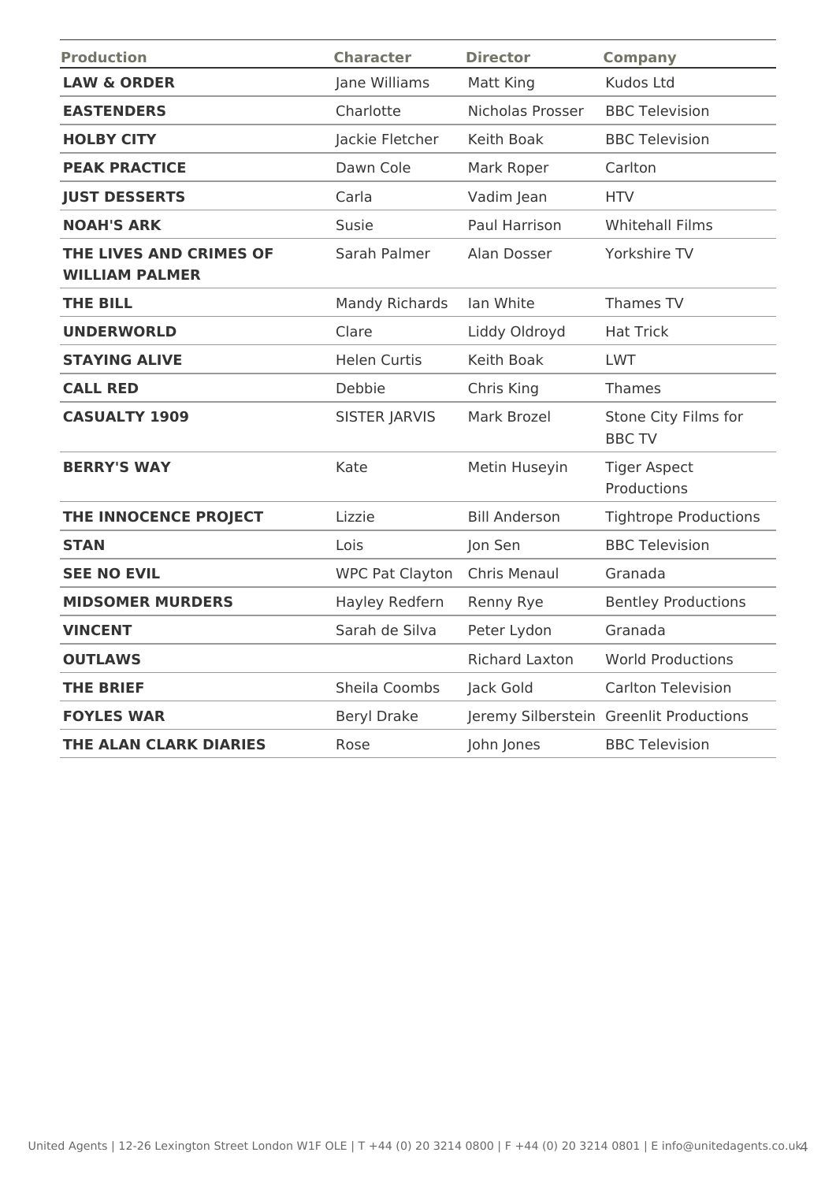| Production | Character | Director | Company |
|---|---|---|---|
| **LAW & ORDER** | Jane Williams | Matt King | Kudos Ltd |
| **EASTENDERS** | Charlotte | Nicholas Prosser | BBC Television |
| **HOLBY CITY** | Jackie Fletcher | Keith Boak | BBC Television |
| **PEAK PRACTICE** | Dawn Cole | Mark Roper | Carlton |
| **JUST DESSERTS** | Carla | Vadim Jean | HTV |
| **NOAH'S ARK** | Susie | Paul Harrison | Whitehall Films |
| **THE LIVES AND CRIMES OF WILLIAM PALMER** | Sarah Palmer | Alan Dosser | Yorkshire TV |
| **THE BILL** | Mandy Richards | Ian White | Thames TV |
| **UNDERWORLD** | Clare | Liddy Oldroyd | Hat Trick |
| **STAYING ALIVE** | Helen Curtis | Keith Boak | LWT |
| **CALL RED** | Debbie | Chris King | Thames |
| **CASUALTY 1909** | SISTER JARVIS | Mark Brozel | Stone City Films for BBC TV |
| **BERRY'S WAY** | Kate | Metin Huseyin | Tiger Aspect Productions |
| **THE INNOCENCE PROJECT** | Lizzie | Bill Anderson | Tightrope Productions |
| **STAN** | Lois | Jon Sen | BBC Television |
| **SEE NO EVIL** | WPC Pat Clayton | Chris Menaul | Granada |
| **MIDSOMER MURDERS** | Hayley Redfern | Renny Rye | Bentley Productions |
| **VINCENT** | Sarah de Silva | Peter Lydon | Granada |
| **OUTLAWS** | | Richard Laxton | World Productions |
| **THE BRIEF** | Sheila Coombs | Jack Gold | Carlton Television |
| **FOYLES WAR** | Beryl Drake | Jeremy Silberstein | Greenlit Productions |
| **THE ALAN CLARK DIARIES** | Rose | John Jones | BBC Television |

United Agents | 12-26 Lexington Street London W1F OLE | T +44 (0) 20 3214 0800 | F +44 (0) 20 3214 0801 | E info@unitedagents.co.uk